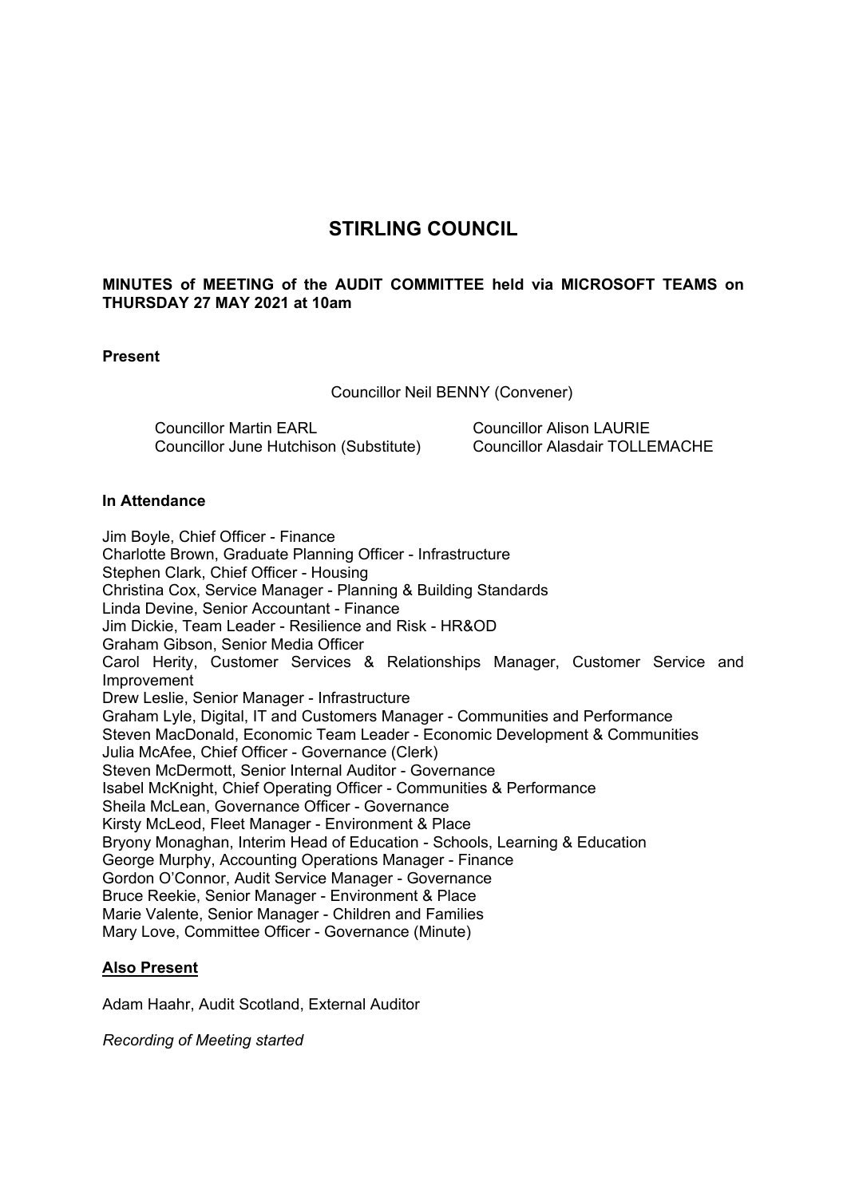# STIRLING COUNCIL

**MINUTES of MEETING of the AUDIT COMMITTEE held via MICROSOFT TEAMS on THURSDAY 27 MAY 2021 at 10am**

**Present**

Councillor Neil BENNY (Convener)

Councillor Martin EARL
Councillor June Hutchison (Substitute)
Councillor Alison LAURIE
Councillor Alasdair TOLLEMACHE

**In Attendance**

Jim Boyle, Chief Officer - Finance
Charlotte Brown, Graduate Planning Officer - Infrastructure
Stephen Clark, Chief Officer - Housing
Christina Cox, Service Manager - Planning & Building Standards
Linda Devine, Senior Accountant - Finance
Jim Dickie, Team Leader - Resilience and Risk - HR&OD
Graham Gibson, Senior Media Officer
Carol Herity, Customer Services & Relationships Manager, Customer Service and Improvement
Drew Leslie, Senior Manager - Infrastructure
Graham Lyle, Digital, IT and Customers Manager - Communities and Performance
Steven MacDonald, Economic Team Leader - Economic Development & Communities
Julia McAfee, Chief Officer - Governance (Clerk)
Steven McDermott, Senior Internal Auditor - Governance
Isabel McKnight, Chief Operating Officer - Communities & Performance
Sheila McLean, Governance Officer - Governance
Kirsty McLeod, Fleet Manager - Environment & Place
Bryony Monaghan, Interim Head of Education - Schools, Learning & Education
George Murphy, Accounting Operations Manager - Finance
Gordon O'Connor, Audit Service Manager - Governance
Bruce Reekie, Senior Manager - Environment & Place
Marie Valente, Senior Manager - Children and Families
Mary Love, Committee Officer - Governance (Minute)

**Also Present**

Adam Haahr, Audit Scotland, External Auditor

*Recording of Meeting started*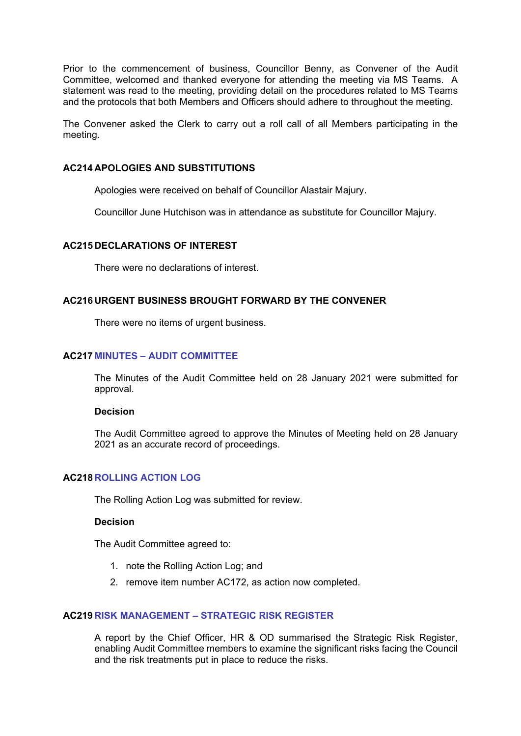Prior to the commencement of business, Councillor Benny, as Convener of the Audit Committee, welcomed and thanked everyone for attending the meeting via MS Teams. A statement was read to the meeting, providing detail on the procedures related to MS Teams and the protocols that both Members and Officers should adhere to throughout the meeting.

The Convener asked the Clerk to carry out a roll call of all Members participating in the meeting.

## AC214 APOLOGIES AND SUBSTITUTIONS

Apologies were received on behalf of Councillor Alastair Majury.

Councillor June Hutchison was in attendance as substitute for Councillor Majury.

## AC215 DECLARATIONS OF INTEREST

There were no declarations of interest.

## AC216 URGENT BUSINESS BROUGHT FORWARD BY THE CONVENER

There were no items of urgent business.

## AC217 MINUTES – AUDIT COMMITTEE

The Minutes of the Audit Committee held on 28 January 2021 were submitted for approval.

**Decision**

The Audit Committee agreed to approve the Minutes of Meeting held on 28 January 2021 as an accurate record of proceedings.

## AC218 ROLLING ACTION LOG

The Rolling Action Log was submitted for review.

**Decision**

The Audit Committee agreed to:

1. note the Rolling Action Log; and
2. remove item number AC172, as action now completed.

## AC219 RISK MANAGEMENT – STRATEGIC RISK REGISTER

A report by the Chief Officer, HR & OD summarised the Strategic Risk Register, enabling Audit Committee members to examine the significant risks facing the Council and the risk treatments put in place to reduce the risks.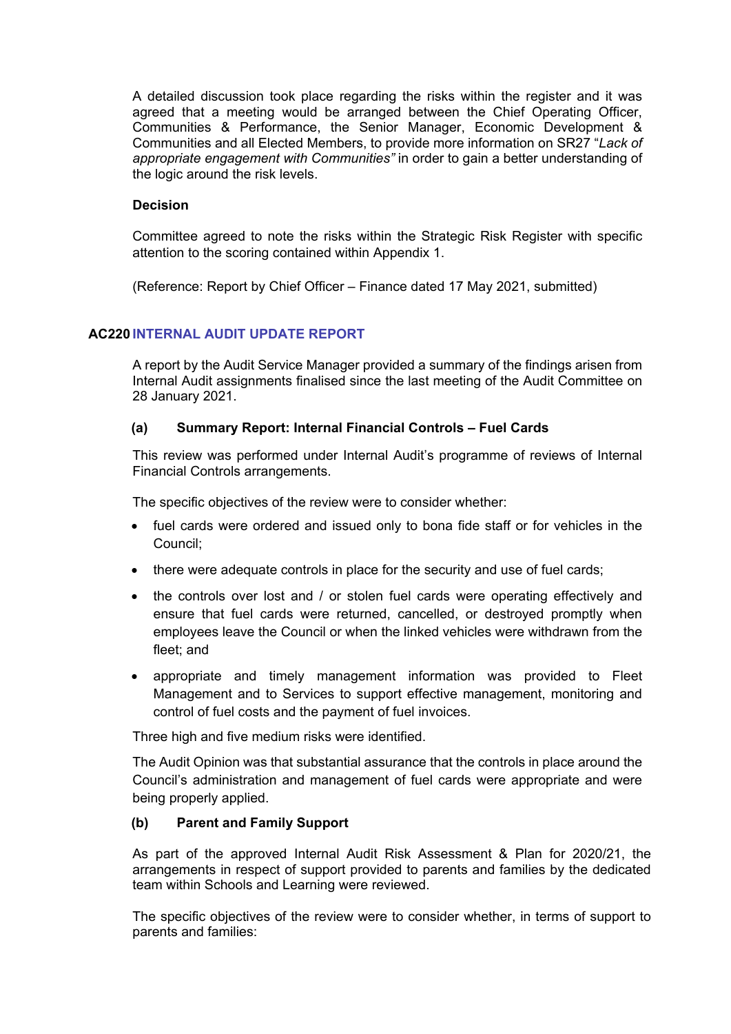A detailed discussion took place regarding the risks within the register and it was agreed that a meeting would be arranged between the Chief Operating Officer, Communities & Performance, the Senior Manager, Economic Development & Communities and all Elected Members, to provide more information on SR27 "*Lack of appropriate engagement with Communities"* in order to gain a better understanding of the logic around the risk levels.

**Decision**

Committee agreed to note the risks within the Strategic Risk Register with specific attention to the scoring contained within Appendix 1.

(Reference: Report by Chief Officer – Finance dated 17 May 2021, submitted)

## AC220 INTERNAL AUDIT UPDATE REPORT

A report by the Audit Service Manager provided a summary of the findings arisen from Internal Audit assignments finalised since the last meeting of the Audit Committee on 28 January 2021.

**(a) Summary Report: Internal Financial Controls – Fuel Cards**

This review was performed under Internal Audit's programme of reviews of Internal Financial Controls arrangements.

The specific objectives of the review were to consider whether:

- fuel cards were ordered and issued only to bona fide staff or for vehicles in the Council;
- there were adequate controls in place for the security and use of fuel cards;
- the controls over lost and / or stolen fuel cards were operating effectively and ensure that fuel cards were returned, cancelled, or destroyed promptly when employees leave the Council or when the linked vehicles were withdrawn from the fleet; and
- appropriate and timely management information was provided to Fleet Management and to Services to support effective management, monitoring and control of fuel costs and the payment of fuel invoices.

Three high and five medium risks were identified.

The Audit Opinion was that substantial assurance that the controls in place around the Council's administration and management of fuel cards were appropriate and were being properly applied.

**(b) Parent and Family Support**

As part of the approved Internal Audit Risk Assessment & Plan for 2020/21, the arrangements in respect of support provided to parents and families by the dedicated team within Schools and Learning were reviewed.

The specific objectives of the review were to consider whether, in terms of support to parents and families: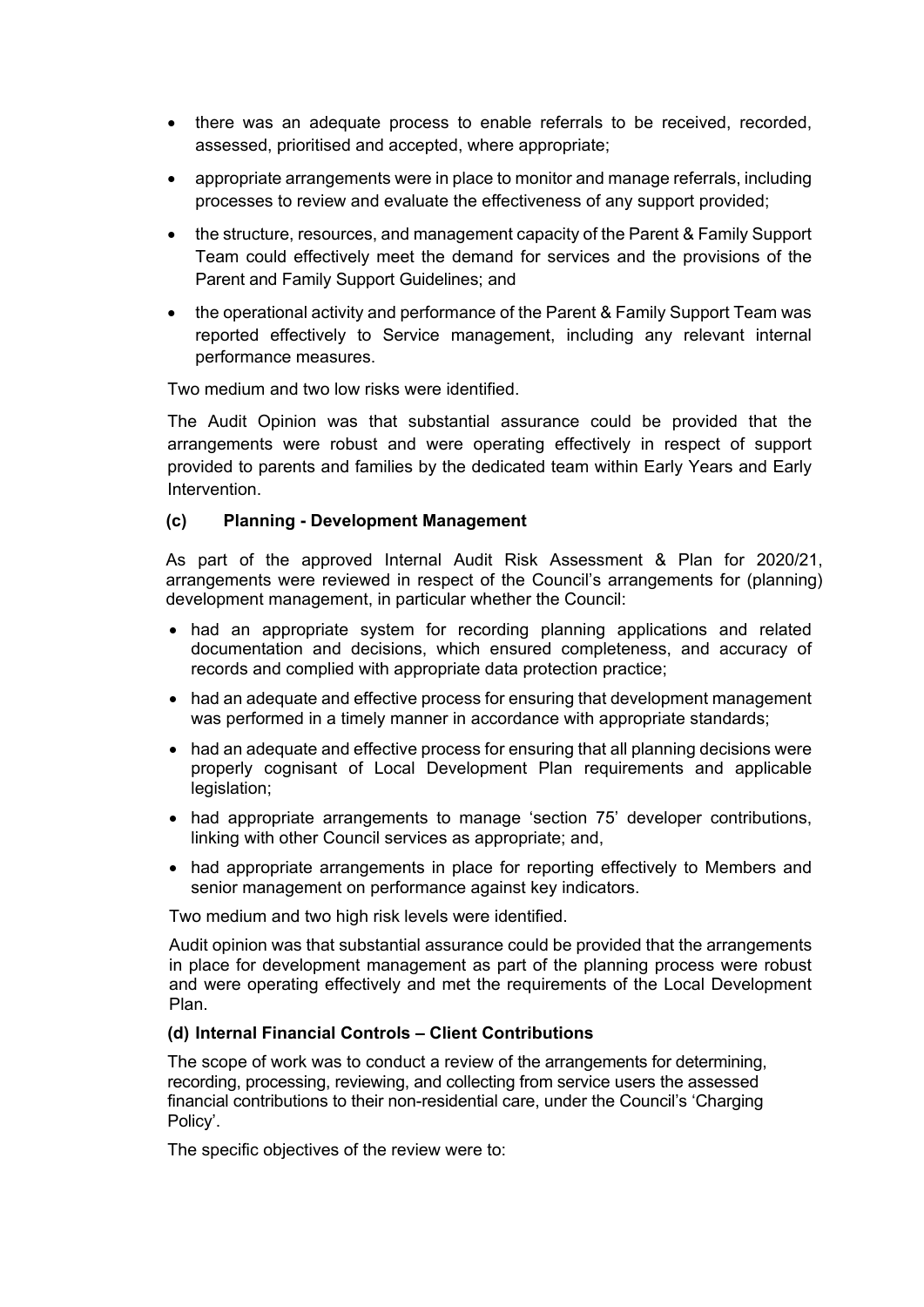- there was an adequate process to enable referrals to be received, recorded, assessed, prioritised and accepted, where appropriate;
- appropriate arrangements were in place to monitor and manage referrals, including processes to review and evaluate the effectiveness of any support provided;
- the structure, resources, and management capacity of the Parent & Family Support Team could effectively meet the demand for services and the provisions of the Parent and Family Support Guidelines; and
- the operational activity and performance of the Parent & Family Support Team was reported effectively to Service management, including any relevant internal performance measures.

Two medium and two low risks were identified.

The Audit Opinion was that substantial assurance could be provided that the arrangements were robust and were operating effectively in respect of support provided to parents and families by the dedicated team within Early Years and Early Intervention.

### (c) Planning - Development Management

As part of the approved Internal Audit Risk Assessment & Plan for 2020/21, arrangements were reviewed in respect of the Council's arrangements for (planning) development management, in particular whether the Council:

- had an appropriate system for recording planning applications and related documentation and decisions, which ensured completeness, and accuracy of records and complied with appropriate data protection practice;
- had an adequate and effective process for ensuring that development management was performed in a timely manner in accordance with appropriate standards;
- had an adequate and effective process for ensuring that all planning decisions were properly cognisant of Local Development Plan requirements and applicable legislation;
- had appropriate arrangements to manage 'section 75' developer contributions, linking with other Council services as appropriate; and,
- had appropriate arrangements in place for reporting effectively to Members and senior management on performance against key indicators.

Two medium and two high risk levels were identified.

Audit opinion was that substantial assurance could be provided that the arrangements in place for development management as part of the planning process were robust and were operating effectively and met the requirements of the Local Development Plan.

### (d) Internal Financial Controls – Client Contributions

The scope of work was to conduct a review of the arrangements for determining, recording, processing, reviewing, and collecting from service users the assessed financial contributions to their non-residential care, under the Council's 'Charging Policy'.

The specific objectives of the review were to: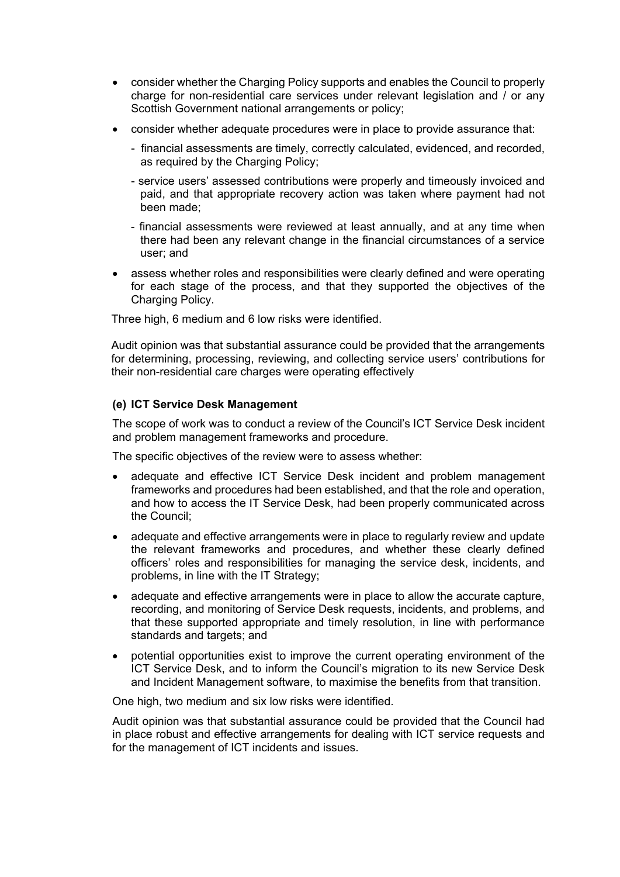- consider whether the Charging Policy supports and enables the Council to properly charge for non-residential care services under relevant legislation and / or any Scottish Government national arrangements or policy;
- consider whether adequate procedures were in place to provide assurance that:
  - financial assessments are timely, correctly calculated, evidenced, and recorded, as required by the Charging Policy;
  - service users' assessed contributions were properly and timeously invoiced and paid, and that appropriate recovery action was taken where payment had not been made;
  - financial assessments were reviewed at least annually, and at any time when there had been any relevant change in the financial circumstances of a service user; and
- assess whether roles and responsibilities were clearly defined and were operating for each stage of the process, and that they supported the objectives of the Charging Policy.

Three high, 6 medium and 6 low risks were identified.

Audit opinion was that substantial assurance could be provided that the arrangements for determining, processing, reviewing, and collecting service users' contributions for their non-residential care charges were operating effectively

**(e) ICT Service Desk Management**

The scope of work was to conduct a review of the Council's ICT Service Desk incident and problem management frameworks and procedure.

The specific objectives of the review were to assess whether:

- adequate and effective ICT Service Desk incident and problem management frameworks and procedures had been established, and that the role and operation, and how to access the IT Service Desk, had been properly communicated across the Council;
- adequate and effective arrangements were in place to regularly review and update the relevant frameworks and procedures, and whether these clearly defined officers' roles and responsibilities for managing the service desk, incidents, and problems, in line with the IT Strategy;
- adequate and effective arrangements were in place to allow the accurate capture, recording, and monitoring of Service Desk requests, incidents, and problems, and that these supported appropriate and timely resolution, in line with performance standards and targets; and
- potential opportunities exist to improve the current operating environment of the ICT Service Desk, and to inform the Council's migration to its new Service Desk and Incident Management software, to maximise the benefits from that transition.

One high, two medium and six low risks were identified.

Audit opinion was that substantial assurance could be provided that the Council had in place robust and effective arrangements for dealing with ICT service requests and for the management of ICT incidents and issues.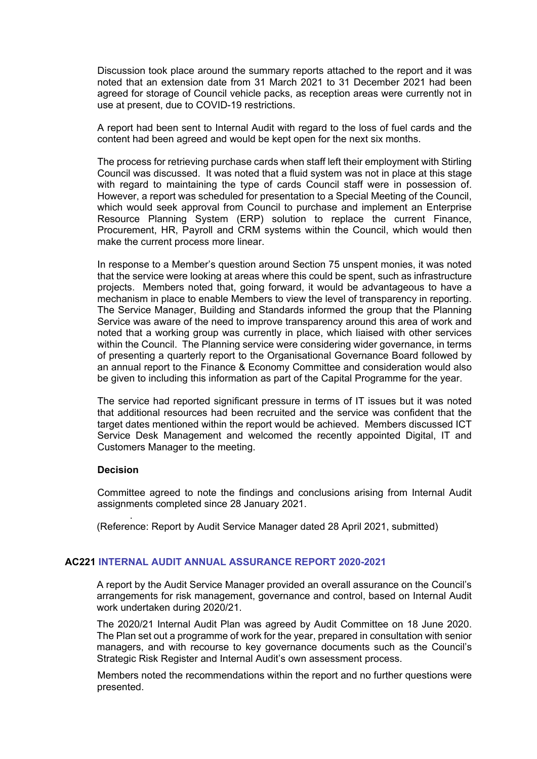Discussion took place around the summary reports attached to the report and it was noted that an extension date from 31 March 2021 to 31 December 2021 had been agreed for storage of Council vehicle packs, as reception areas were currently not in use at present, due to COVID-19 restrictions.

A report had been sent to Internal Audit with regard to the loss of fuel cards and the content had been agreed and would be kept open for the next six months.

The process for retrieving purchase cards when staff left their employment with Stirling Council was discussed. It was noted that a fluid system was not in place at this stage with regard to maintaining the type of cards Council staff were in possession of. However, a report was scheduled for presentation to a Special Meeting of the Council, which would seek approval from Council to purchase and implement an Enterprise Resource Planning System (ERP) solution to replace the current Finance, Procurement, HR, Payroll and CRM systems within the Council, which would then make the current process more linear.

In response to a Member's question around Section 75 unspent monies, it was noted that the service were looking at areas where this could be spent, such as infrastructure projects. Members noted that, going forward, it would be advantageous to have a mechanism in place to enable Members to view the level of transparency in reporting. The Service Manager, Building and Standards informed the group that the Planning Service was aware of the need to improve transparency around this area of work and noted that a working group was currently in place, which liaised with other services within the Council. The Planning service were considering wider governance, in terms of presenting a quarterly report to the Organisational Governance Board followed by an annual report to the Finance & Economy Committee and consideration would also be given to including this information as part of the Capital Programme for the year.

The service had reported significant pressure in terms of IT issues but it was noted that additional resources had been recruited and the service was confident that the target dates mentioned within the report would be achieved. Members discussed ICT Service Desk Management and welcomed the recently appointed Digital, IT and Customers Manager to the meeting.

**Decision**

Committee agreed to note the findings and conclusions arising from Internal Audit assignments completed since 28 January 2021.

(Reference: Report by Audit Service Manager dated 28 April 2021, submitted)

## AC221 INTERNAL AUDIT ANNUAL ASSURANCE REPORT 2020-2021

A report by the Audit Service Manager provided an overall assurance on the Council's arrangements for risk management, governance and control, based on Internal Audit work undertaken during 2020/21.

The 2020/21 Internal Audit Plan was agreed by Audit Committee on 18 June 2020. The Plan set out a programme of work for the year, prepared in consultation with senior managers, and with recourse to key governance documents such as the Council's Strategic Risk Register and Internal Audit's own assessment process.

Members noted the recommendations within the report and no further questions were presented.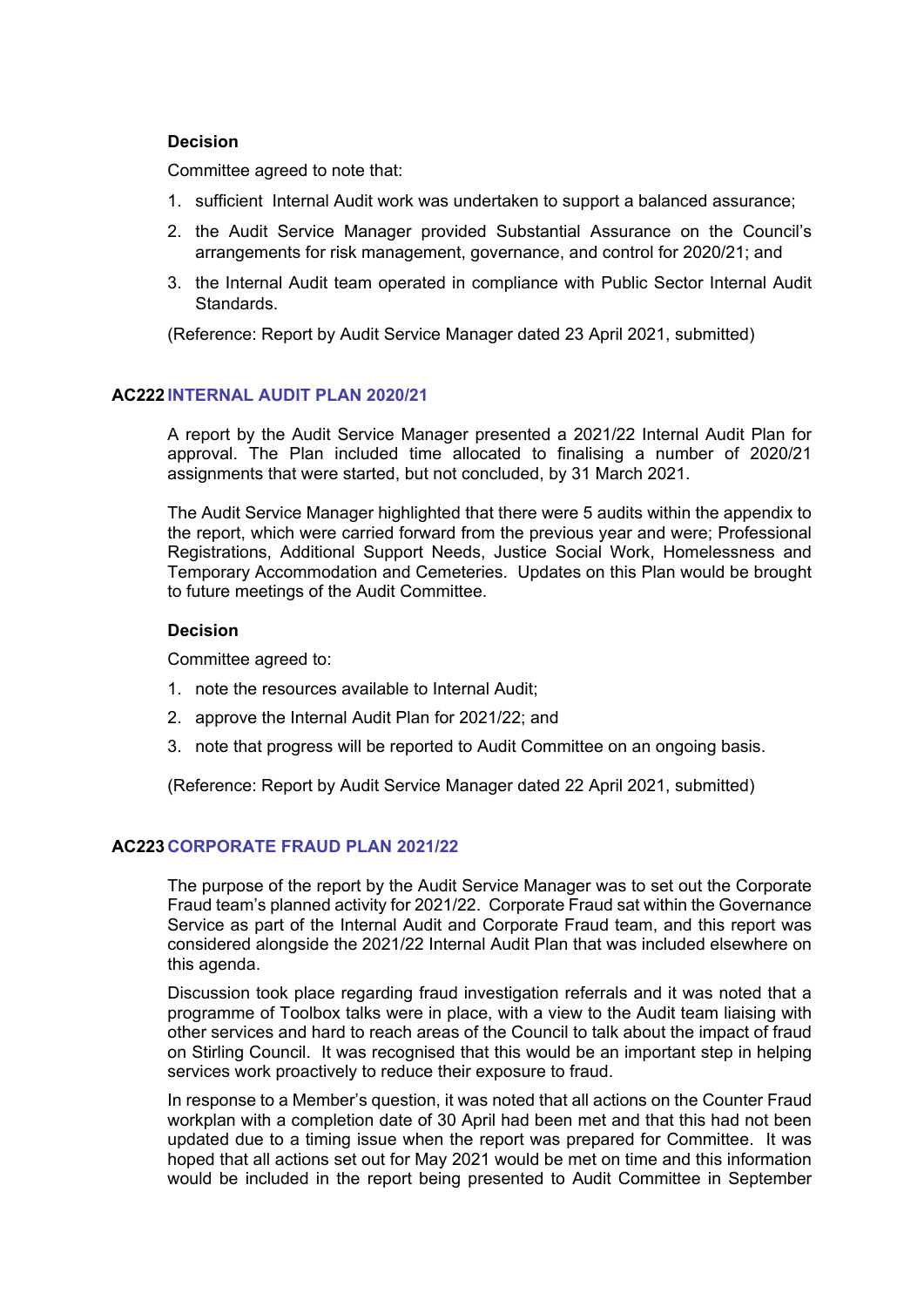**Decision**

Committee agreed to note that:

1. sufficient Internal Audit work was undertaken to support a balanced assurance;
2. the Audit Service Manager provided Substantial Assurance on the Council's arrangements for risk management, governance, and control for 2020/21; and
3. the Internal Audit team operated in compliance with Public Sector Internal Audit Standards.

(Reference: Report by Audit Service Manager dated 23 April 2021, submitted)

## AC222 INTERNAL AUDIT PLAN 2020/21

A report by the Audit Service Manager presented a 2021/22 Internal Audit Plan for approval. The Plan included time allocated to finalising a number of 2020/21 assignments that were started, but not concluded, by 31 March 2021.

The Audit Service Manager highlighted that there were 5 audits within the appendix to the report, which were carried forward from the previous year and were; Professional Registrations, Additional Support Needs, Justice Social Work, Homelessness and Temporary Accommodation and Cemeteries. Updates on this Plan would be brought to future meetings of the Audit Committee.

**Decision**

Committee agreed to:

1. note the resources available to Internal Audit;
2. approve the Internal Audit Plan for 2021/22; and
3. note that progress will be reported to Audit Committee on an ongoing basis.

(Reference: Report by Audit Service Manager dated 22 April 2021, submitted)

## AC223 CORPORATE FRAUD PLAN 2021/22

The purpose of the report by the Audit Service Manager was to set out the Corporate Fraud team's planned activity for 2021/22. Corporate Fraud sat within the Governance Service as part of the Internal Audit and Corporate Fraud team, and this report was considered alongside the 2021/22 Internal Audit Plan that was included elsewhere on this agenda.

Discussion took place regarding fraud investigation referrals and it was noted that a programme of Toolbox talks were in place, with a view to the Audit team liaising with other services and hard to reach areas of the Council to talk about the impact of fraud on Stirling Council. It was recognised that this would be an important step in helping services work proactively to reduce their exposure to fraud.

In response to a Member's question, it was noted that all actions on the Counter Fraud workplan with a completion date of 30 April had been met and that this had not been updated due to a timing issue when the report was prepared for Committee. It was hoped that all actions set out for May 2021 would be met on time and this information would be included in the report being presented to Audit Committee in September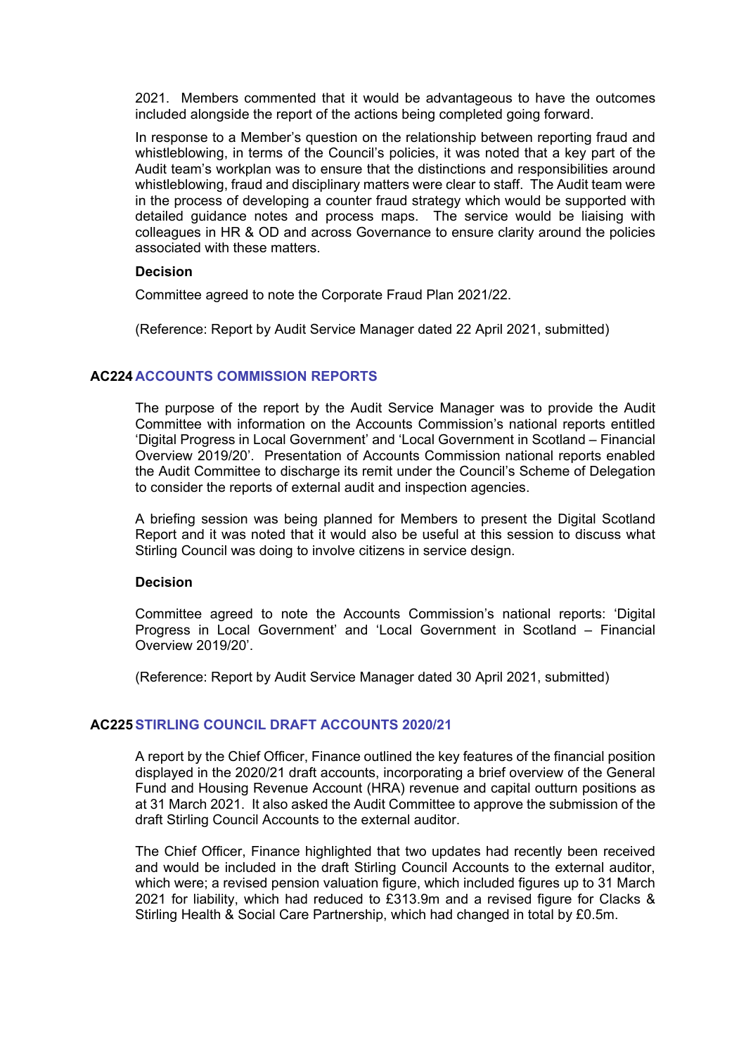2021. Members commented that it would be advantageous to have the outcomes included alongside the report of the actions being completed going forward.

In response to a Member's question on the relationship between reporting fraud and whistleblowing, in terms of the Council's policies, it was noted that a key part of the Audit team's workplan was to ensure that the distinctions and responsibilities around whistleblowing, fraud and disciplinary matters were clear to staff. The Audit team were in the process of developing a counter fraud strategy which would be supported with detailed guidance notes and process maps. The service would be liaising with colleagues in HR & OD and across Governance to ensure clarity around the policies associated with these matters.

**Decision**

Committee agreed to note the Corporate Fraud Plan 2021/22.

(Reference: Report by Audit Service Manager dated 22 April 2021, submitted)

## AC224 ACCOUNTS COMMISSION REPORTS

The purpose of the report by the Audit Service Manager was to provide the Audit Committee with information on the Accounts Commission's national reports entitled 'Digital Progress in Local Government' and 'Local Government in Scotland – Financial Overview 2019/20'. Presentation of Accounts Commission national reports enabled the Audit Committee to discharge its remit under the Council's Scheme of Delegation to consider the reports of external audit and inspection agencies.

A briefing session was being planned for Members to present the Digital Scotland Report and it was noted that it would also be useful at this session to discuss what Stirling Council was doing to involve citizens in service design.

**Decision**

Committee agreed to note the Accounts Commission's national reports: 'Digital Progress in Local Government' and 'Local Government in Scotland – Financial Overview 2019/20'.

(Reference: Report by Audit Service Manager dated 30 April 2021, submitted)

## AC225 STIRLING COUNCIL DRAFT ACCOUNTS 2020/21

A report by the Chief Officer, Finance outlined the key features of the financial position displayed in the 2020/21 draft accounts, incorporating a brief overview of the General Fund and Housing Revenue Account (HRA) revenue and capital outturn positions as at 31 March 2021. It also asked the Audit Committee to approve the submission of the draft Stirling Council Accounts to the external auditor.

The Chief Officer, Finance highlighted that two updates had recently been received and would be included in the draft Stirling Council Accounts to the external auditor, which were; a revised pension valuation figure, which included figures up to 31 March 2021 for liability, which had reduced to £313.9m and a revised figure for Clacks & Stirling Health & Social Care Partnership, which had changed in total by £0.5m.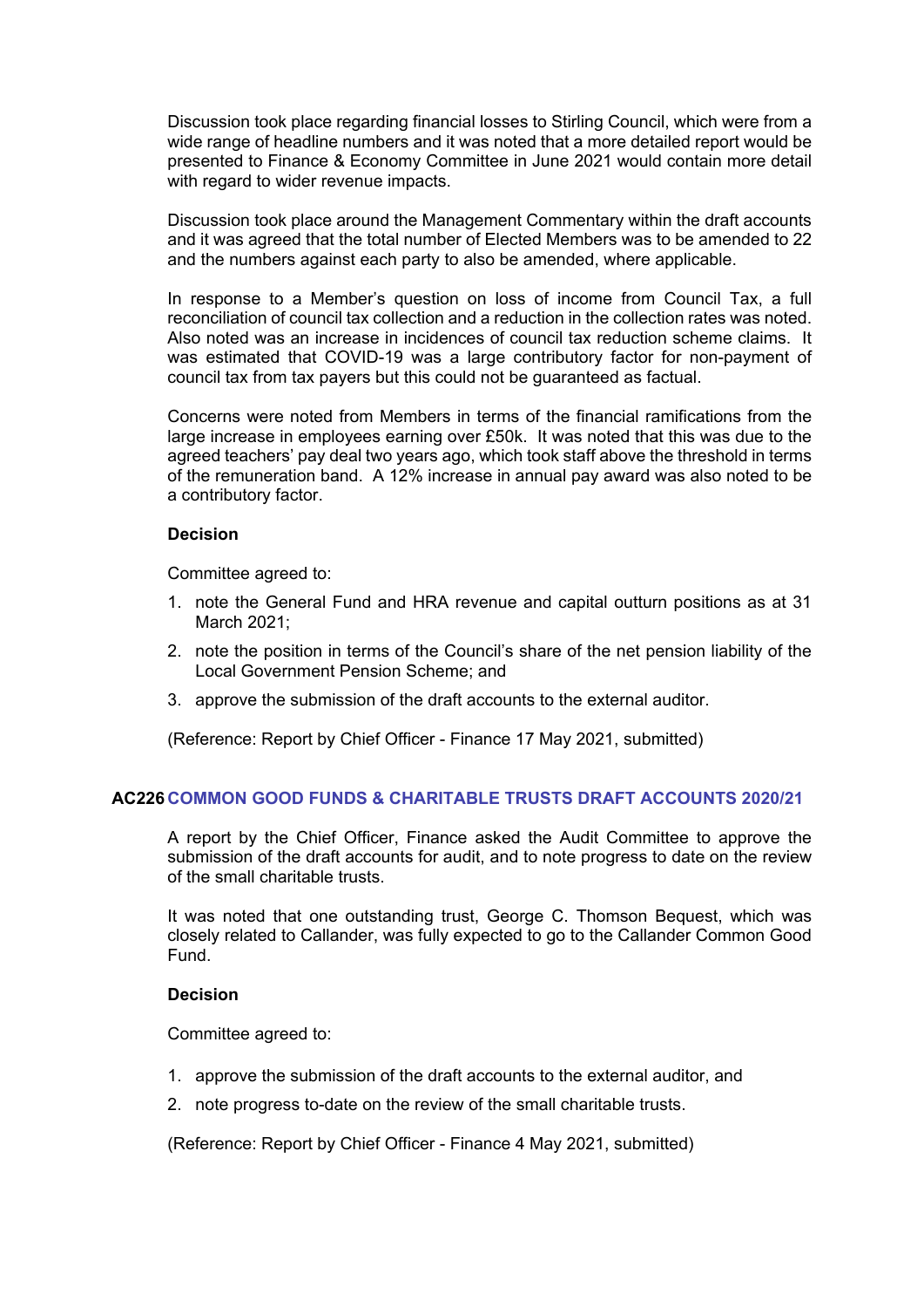Discussion took place regarding financial losses to Stirling Council, which were from a wide range of headline numbers and it was noted that a more detailed report would be presented to Finance & Economy Committee in June 2021 would contain more detail with regard to wider revenue impacts.

Discussion took place around the Management Commentary within the draft accounts and it was agreed that the total number of Elected Members was to be amended to 22 and the numbers against each party to also be amended, where applicable.

In response to a Member's question on loss of income from Council Tax, a full reconciliation of council tax collection and a reduction in the collection rates was noted. Also noted was an increase in incidences of council tax reduction scheme claims. It was estimated that COVID-19 was a large contributory factor for non-payment of council tax from tax payers but this could not be guaranteed as factual.

Concerns were noted from Members in terms of the financial ramifications from the large increase in employees earning over £50k. It was noted that this was due to the agreed teachers' pay deal two years ago, which took staff above the threshold in terms of the remuneration band. A 12% increase in annual pay award was also noted to be a contributory factor.

**Decision**

Committee agreed to:

1. note the General Fund and HRA revenue and capital outturn positions as at 31 March 2021;
2. note the position in terms of the Council's share of the net pension liability of the Local Government Pension Scheme; and
3. approve the submission of the draft accounts to the external auditor.

(Reference: Report by Chief Officer - Finance 17 May 2021, submitted)

## AC226 COMMON GOOD FUNDS & CHARITABLE TRUSTS DRAFT ACCOUNTS 2020/21

A report by the Chief Officer, Finance asked the Audit Committee to approve the submission of the draft accounts for audit, and to note progress to date on the review of the small charitable trusts.

It was noted that one outstanding trust, George C. Thomson Bequest, which was closely related to Callander, was fully expected to go to the Callander Common Good Fund.

**Decision**

Committee agreed to:

1. approve the submission of the draft accounts to the external auditor, and
2. note progress to-date on the review of the small charitable trusts.

(Reference: Report by Chief Officer - Finance 4 May 2021, submitted)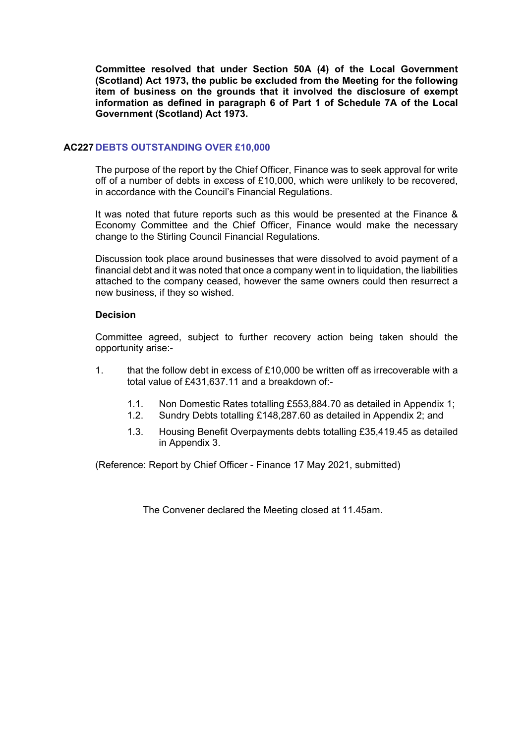**Committee resolved that under Section 50A (4) of the Local Government (Scotland) Act 1973, the public be excluded from the Meeting for the following item of business on the grounds that it involved the disclosure of exempt information as defined in paragraph 6 of Part 1 of Schedule 7A of the Local Government (Scotland) Act 1973.**

## AC227 DEBTS OUTSTANDING OVER £10,000

The purpose of the report by the Chief Officer, Finance was to seek approval for write off of a number of debts in excess of £10,000, which were unlikely to be recovered, in accordance with the Council's Financial Regulations.

It was noted that future reports such as this would be presented at the Finance & Economy Committee and the Chief Officer, Finance would make the necessary change to the Stirling Council Financial Regulations.

Discussion took place around businesses that were dissolved to avoid payment of a financial debt and it was noted that once a company went in to liquidation, the liabilities attached to the company ceased, however the same owners could then resurrect a new business, if they so wished.

**Decision**

Committee agreed, subject to further recovery action being taken should the opportunity arise:-

1. that the follow debt in excess of £10,000 be written off as irrecoverable with a total value of £431,637.11 and a breakdown of:-
   1.1. Non Domestic Rates totalling £553,884.70 as detailed in Appendix 1;
   1.2. Sundry Debts totalling £148,287.60 as detailed in Appendix 2; and
   1.3. Housing Benefit Overpayments debts totalling £35,419.45 as detailed in Appendix 3.

(Reference: Report by Chief Officer - Finance 17 May 2021, submitted)

The Convener declared the Meeting closed at 11.45am.